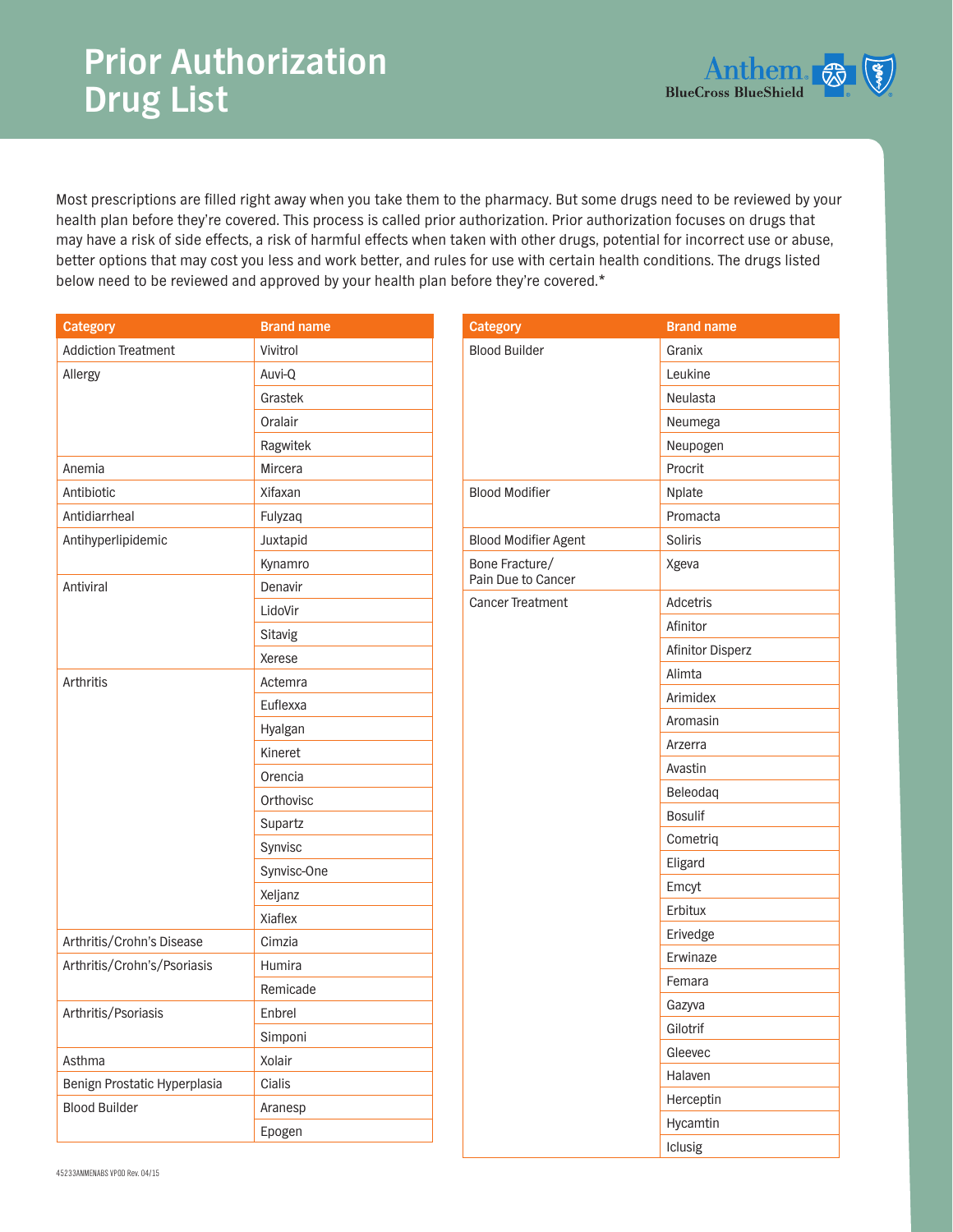# Prior Authorization Drug List

Most prescriptions are filled right away when you take them to the pharmacy. But some drugs need to be reviewed by your health plan before they're covered. This process is called prior authorization. Prior authorization focuses on drugs that may have a risk of side effects, a risk of harmful effects when taken with other drugs, potential for incorrect use or abuse, better options that may cost you less and work better, and rules for use with certain health conditions. The drugs listed below need to be reviewed and approved by your health plan before they're covered.*

| Category | Brand name |
|---|---|
| Addiction Treatment | Vivitrol |
| Allergy | Auvi-Q |
| | Grastek |
| | Oralair |
| | Ragwitek |
| Anemia | Mircera |
| Antibiotic | Xifaxan |
| Antidiarrheal | Fulyzaq |
| Antihyperlipidemic | Juxtapid |
| | Kynamro |
| Antiviral | Denavir |
| | LidoVir |
| | Sitavig |
| | Xerese |
| Arthritis | Actemra |
| | Euflexxa |
| | Hyalgan |
| | Kineret |
| | Orencia |
| | Orthovisc |
| | Supartz |
| | Synvisc |
| | Synvisc-One |
| | Xeljanz |
| | Xiaflex |
| Arthritis/Crohn's Disease | Cimzia |
| Arthritis/Crohn's/Psoriasis | Humira |
| | Remicade |
| Arthritis/Psoriasis | Enbrel |
| | Simponi |
| Asthma | Xolair |
| Benign Prostatic Hyperplasia | Cialis |
| Blood Builder | Aranesp |
| | Epogen |

| Category | Brand name |
|---|---|
| Blood Builder | Granix |
| | Leukine |
| | Neulasta |
| | Neumega |
| | Neupogen |
| | Procrit |
| Blood Modifier | Nplate |
| | Promacta |
| Blood Modifier Agent | Soliris |
| Bone Fracture/ Pain Due to Cancer | Xgeva |
| Cancer Treatment | Adcetris |
| | Afinitor |
| | Afinitor Disperz |
| | Alimta |
| | Arimidex |
| | Aromasin |
| | Arzerra |
| | Avastin |
| | Beleodaq |
| | Bosulif |
| | Cometriq |
| | Eligard |
| | Emcyt |
| | Erbitux |
| | Erivedge |
| | Erwinaze |
| | Femara |
| | Gazyva |
| | Gilotrif |
| | Gleevec |
| | Halaven |
| | Herceptin |
| | Hycamtin |
| | Iclusig |

45233ANMENABS VPOD Rev. 04/15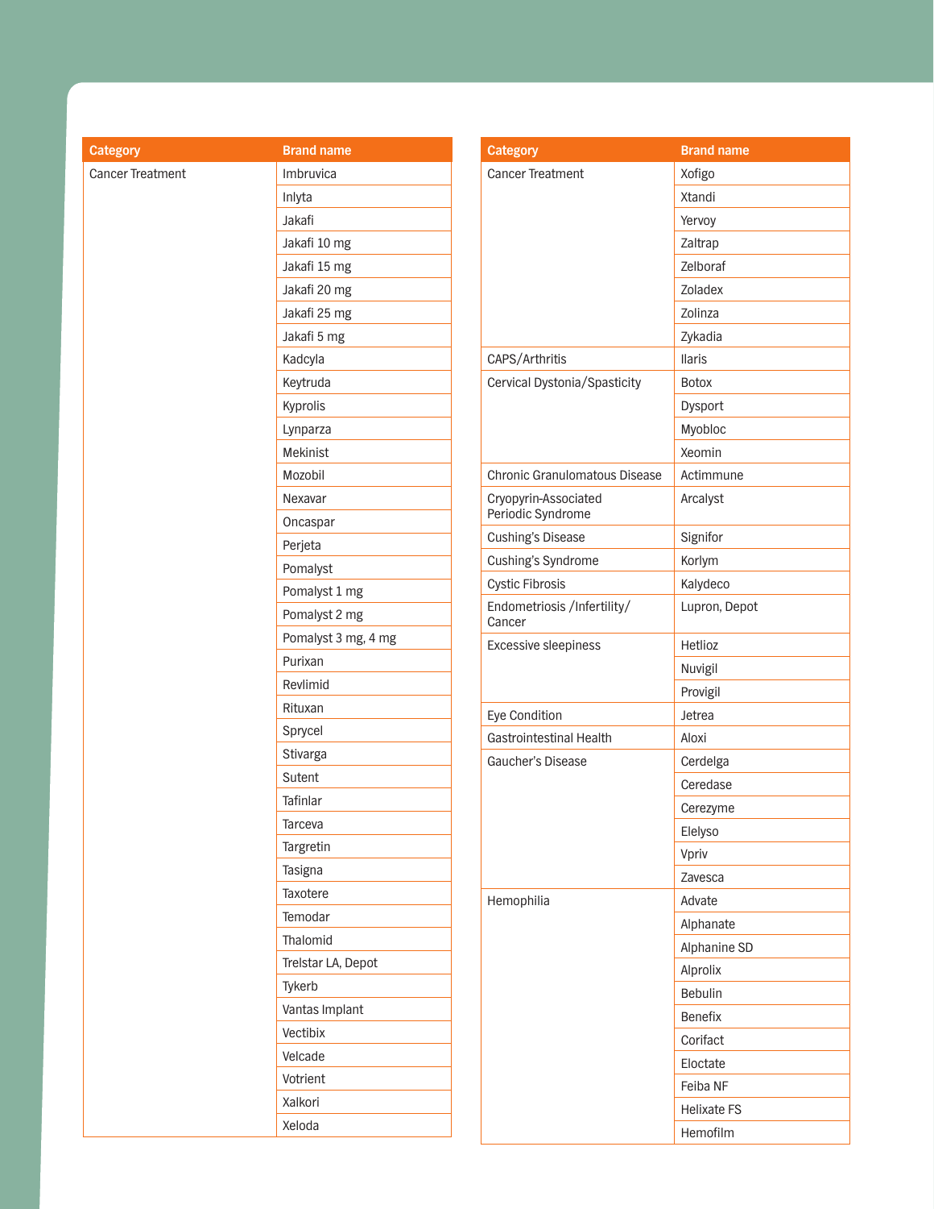| Category | Brand name |
|---|---|
| Cancer Treatment | Imbruvica |
| | Inlyta |
| | Jakafi |
| | Jakafi 10 mg |
| | Jakafi 15 mg |
| | Jakafi 20 mg |
| | Jakafi 25 mg |
| | Jakafi 5 mg |
| | Kadcyla |
| | Keytruda |
| | Kyprolis |
| | Lynparza |
| | Mekinist |
| | Mozobil |
| | Nexavar |
| | Oncaspar |
| | Perjeta |
| | Pomalyst |
| | Pomalyst 1 mg |
| | Pomalyst 2 mg |
| | Pomalyst 3 mg, 4 mg |
| | Purixan |
| | Revlimid |
| | Rituxan |
| | Sprycel |
| | Stivarga |
| | Sutent |
| | Tafinlar |
| | Tarceva |
| | Targretin |
| | Tasigna |
| | Taxotere |
| | Temodar |
| | Thalomid |
| | Trelstar LA, Depot |
| | Tykerb |
| | Vantas Implant |
| | Vectibix |
| | Velcade |
| | Votrient |
| | Xalkori |
| | Xeloda |

| Category | Brand name |
|---|---|
| Cancer Treatment | Xofigo |
| | Xtandi |
| | Yervoy |
| | Zaltrap |
| | Zelboraf |
| | Zoladex |
| | Zolinza |
| | Zykadia |
| CAPS/Arthritis | Ilaris |
| Cervical Dystonia/Spasticity | Botox |
| | Dysport |
| | Myobloc |
| | Xeomin |
| Chronic Granulomatous Disease | Actimmune |
| Cryopyrin-Associated Periodic Syndrome | Arcalyst |
| Cushing's Disease | Signifor |
| Cushing's Syndrome | Korlym |
| Cystic Fibrosis | Kalydeco |
| Endometriosis /Infertility/ Cancer | Lupron, Depot |
| Excessive sleepiness | Hetlioz |
| | Nuvigil |
| | Provigil |
| Eye Condition | Jetrea |
| Gastrointestinal Health | Aloxi |
| Gaucher's Disease | Cerdelga |
| | Ceredase |
| | Cerezyme |
| | Elelyso |
| | Vpriv |
| | Zavesca |
| Hemophilia | Advate |
| | Alphanate |
| | Alphanine SD |
| | Alprolix |
| | Bebulin |
| | Benefix |
| | Corifact |
| | Eloctate |
| | Feiba NF |
| | Helixate FS |
| | Hemofilm |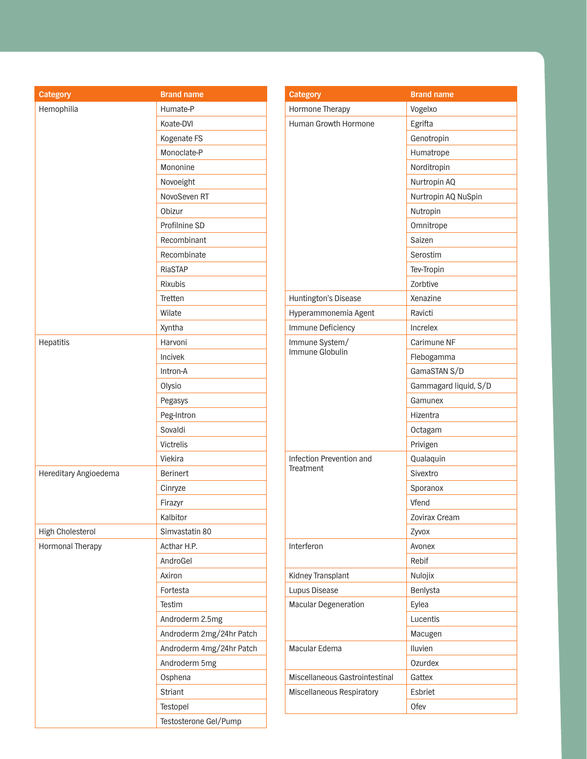| Category | Brand name |
|---|---|
| Hemophilia | Humate-P |
| | Koate-DVI |
| | Kogenate FS |
| | Monoclate-P |
| | Mononine |
| | Novoeight |
| | NovoSeven RT |
| | Obizur |
| | Profilnine SD |
| | Recombinant |
| | Recombinate |
| | RiaSTAP |
| | Rixubis |
| | Tretten |
| | Wilate |
| | Xyntha |
| Hepatitis | Harvoni |
| | Incivek |
| | Intron-A |
| | Olysio |
| | Pegasys |
| | Peg-Intron |
| | Sovaldi |
| | Victrelis |
| | Viekira |
| Hereditary Angioedema | Berinert |
| | Cinryze |
| | Firazyr |
| | Kalbitor |
| High Cholesterol | Simvastatin 80 |
| Hormonal Therapy | Acthar H.P. |
| | AndroGel |
| | Axiron |
| | Fortesta |
| | Testim |
| | Androderm 2.5mg |
| | Androderm 2mg/24hr Patch |
| | Androderm 4mg/24hr Patch |
| | Androderm 5mg |
| | Osphena |
| | Striant |
| | Testopel |
| | Testosterone Gel/Pump |

| Category | Brand name |
|---|---|
| Hormone Therapy | Vogelxo |
| Human Growth Hormone | Egrifta |
| | Genotropin |
| | Humatrope |
| | Norditropin |
| | Nurtropin AQ |
| | Nurtropin AQ NuSpin |
| | Nutropin |
| | Omnitrope |
| | Saizen |
| | Serostim |
| | Tev-Tropin |
| | Zorbtive |
| Huntington's Disease | Xenazine |
| Hyperammonemia Agent | Ravicti |
| Immune Deficiency | Increlex |
| Immune System/ Immune Globulin | Carimune NF |
| | Flebogamma |
| | GamaSTAN S/D |
| | Gammagard liquid, S/D |
| | Gamunex |
| | Hizentra |
| | Octagam |
| | Privigen |
| Infection Prevention and Treatment | Qualaquin |
| | Sivextro |
| | Sporanox |
| | Vfend |
| | Zovirax Cream |
| | Zyvox |
| Interferon | Avonex |
| | Rebif |
| Kidney Transplant | Nulojix |
| Lupus Disease | Benlysta |
| Macular Degeneration | Eylea |
| | Lucentis |
| | Macugen |
| Macular Edema | Iluvien |
| | Ozurdex |
| Miscellaneous Gastrointestinal | Gattex |
| Miscellaneous Respiratory | Esbriet |
| | Ofev |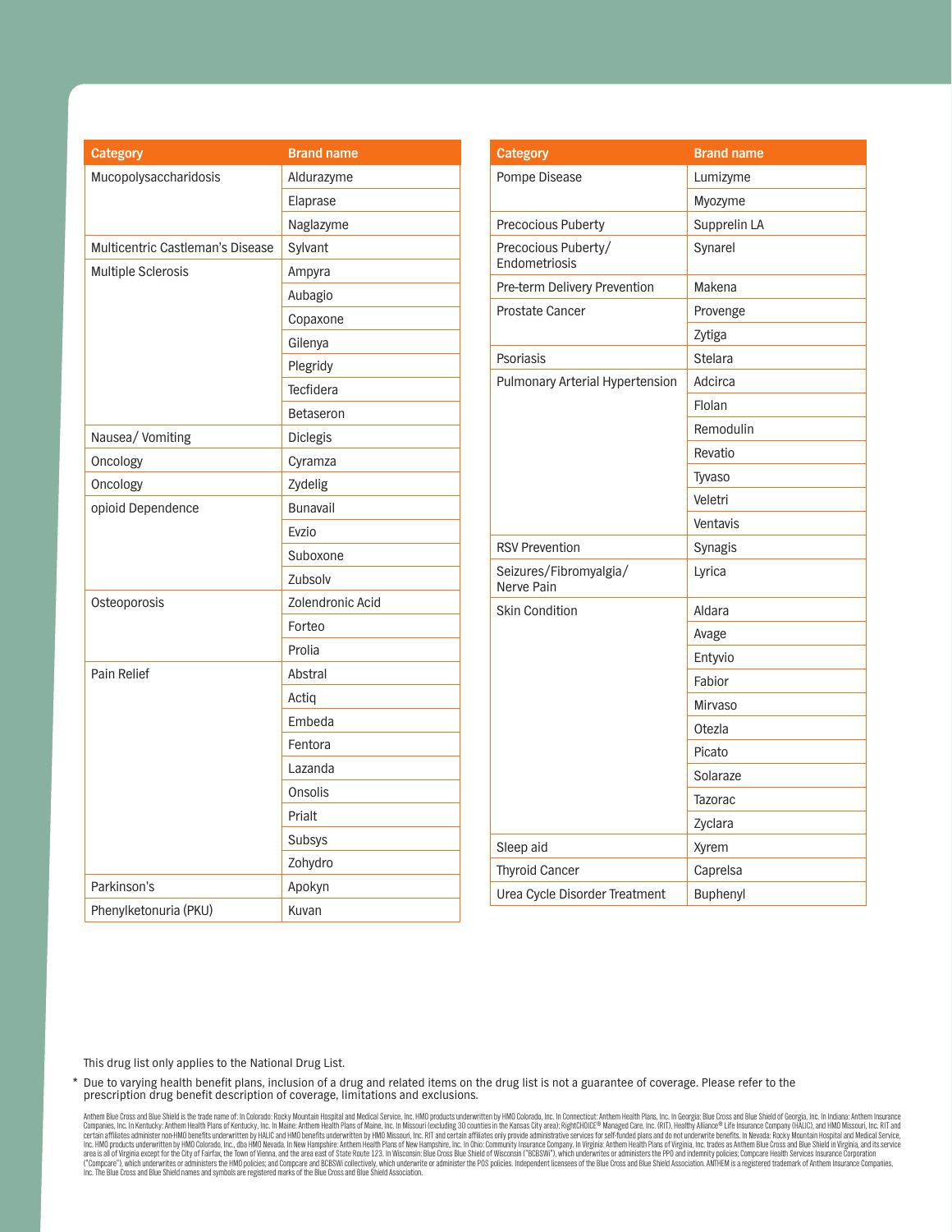| Category | Brand name |
|---|---|
| Mucopolysaccharidosis | Aldurazyme |
| | Elaprase |
| | Naglazyme |
| Multicentric Castleman's Disease | Sylvant |
| Multiple Sclerosis | Ampyra |
| | Aubagio |
| | Copaxone |
| | Gilenya |
| | Plegridy |
| | Tecfidera |
| | Betaseron |
| Nausea/ Vomiting | Diclegis |
| Oncology | Cyramza |
| Oncology | Zydelig |
| opioid Dependence | Bunavail |
| | Evzio |
| | Suboxone |
| | Zubsolv |
| Osteoporosis | Zolendronic Acid |
| | Forteo |
| | Prolia |
| Pain Relief | Abstral |
| | Actiq |
| | Embeda |
| | Fentora |
| | Lazanda |
| | Onsolis |
| | Prialt |
| | Subsys |
| | Zohydro |
| Parkinson's | Apokyn |
| Phenylketonuria (PKU) | Kuvan |

| Category | Brand name |
|---|---|
| Pompe Disease | Lumizyme |
| | Myozyme |
| Precocious Puberty | Supprelin LA |
| Precocious Puberty/ Endometriosis | Synarel |
| Pre-term Delivery Prevention | Makena |
| Prostate Cancer | Provenge |
| | Zytiga |
| Psoriasis | Stelara |
| Pulmonary Arterial Hypertension | Adcirca |
| | Flolan |
| | Remodulin |
| | Revatio |
| | Tyvaso |
| | Veletri |
| | Ventavis |
| RSV Prevention | Synagis |
| Seizures/Fibromyalgia/ Nerve Pain | Lyrica |
| Skin Condition | Aldara |
| | Avage |
| | Entyvio |
| | Fabior |
| | Mirvaso |
| | Otezla |
| | Picato |
| | Solaraze |
| | Tazorac |
| | Zyclara |
| Sleep aid | Xyrem |
| Thyroid Cancer | Caprelsa |
| Urea Cycle Disorder Treatment | Buphenyl |

This drug list only applies to the National Drug List.

* Due to varying health benefit plans, inclusion of a drug and related items on the drug list is not a guarantee of coverage. Please refer to the prescription drug benefit description of coverage, limitations and exclusions.

Anthem Blue Cross and Blue Shield is the trade name of: In Colorado: Rocky Mountain Hospital and Medical Service, Inc. HMO products underwritten by HMO Colorado, Inc. In Connecticut: Anthem Health Plans, Inc. In Georgia: Blue Cross and Blue Shield of Georgia, Inc. In Indiana: Anthem Insurance Companies, Inc. In Kentucky: Anthem Health Plans of Kentucky, Inc. In Maine: Anthem Health Plans of Maine, Inc. In Missouri (excluding 30 counties in the Kansas City area): RightCHOICE® Managed Care, Inc. (RIT), Healthy Alliance® Life Insurance Company (HALIC), and HMO Missouri, Inc. RIT and certain affiliates administer non-HMO benefits underwritten by HALIC and HMO benefits underwritten by HMO Missouri, Inc. RIT and certain affiliates only provide administrative services for self-funded plans and do not underwrite benefits. In Nevada: Rocky Mountain Hospital and Medical Service, Inc. HMO products underwritten by HMO Colorado, Inc., dba HMO Nevada. In New Hampshire: Anthem Health Plans of New Hampshire, Inc. In Ohio: Community Insurance Company. In Virginia: Anthem Health Plans of Virginia, Inc. trades as Anthem Blue Cross and Blue Shield in Virginia, and its service area is all of Virginia except for the City of Fairfax, the Town of Vienna, and the area east of State Route 123. In Wisconsin: Blue Cross Blue Shield of Wisconsin ("BCBSWi"), which underwrites or administers the PPO and indemnity policies; Compcare Health Services Insurance Corporation ("Compcare"), which underwrites or administers the HMO policies; and Compcare and BCBSWi collectively, which underwrite or administer the POS policies. Independent licensees of the Blue Cross and Blue Shield Association. ANTHEM is a registered trademark of Anthem Insurance Companies, Inc. The Blue Cross and Blue Shield names and symbols are registered marks of the Blue Cross and Blue Shield Association.